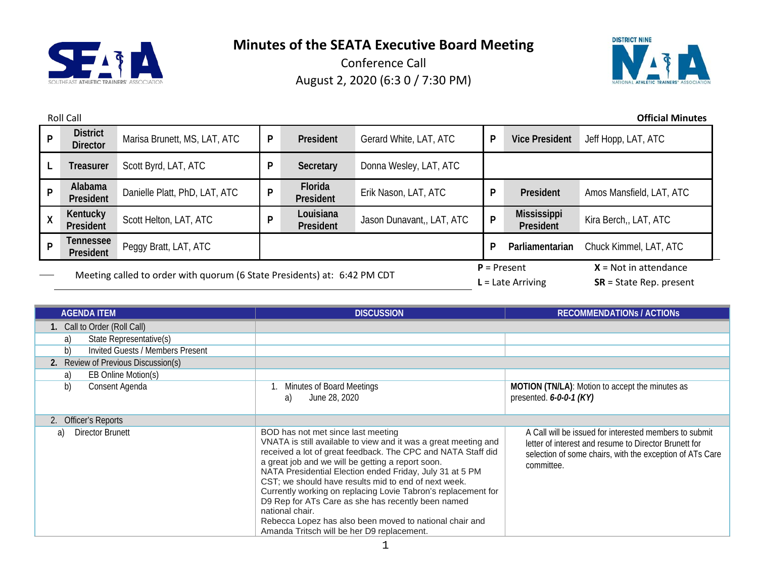# Minutes of the SEATA Executive Board Meeting

Conference Call

August 2, 2020 (6:3 0 / 7:30 PM)

Roll Call

**Official Minutes**

| | | | | | | | | |
|---|---|---|---|---|---|---|---|---|
| P | **District Director** | Marisa Brunett, MS, LAT, ATC | P | **President** | Gerard White, LAT, ATC | P | **Vice President** | Jeff Hopp, LAT, ATC |
| L | **Treasurer** | Scott Byrd, LAT, ATC | P | **Secretary** | Donna Wesley, LAT, ATC | | | |
| P | **Alabama President** | Danielle Platt, PhD, LAT, ATC | P | **Florida President** | Erik Nason, LAT, ATC | P | **President** | Amos Mansfield, LAT, ATC |
| X | **Kentucky President** | Scott Helton, LAT, ATC | P | **Louisiana President** | Jason Dunavant,, LAT, ATC | P | **Mississippi President** | Kira Berch,, LAT, ATC |
| P | **Tennessee President** | Peggy Bratt, LAT, ATC | | | | P | **Parliamentarian** | Chuck Kimmel, LAT, ATC |

Meeting called to order with quorum (6 State Presidents) at: 6:42 PM CDT

**P** = Present
**L** = Late Arriving
**X** = Not in attendance
**SR** = State Rep. present

| AGENDA ITEM | DISCUSSION | RECOMMENDATIONs / ACTIONs |
|---|---|---|
| **1.** Call to Order (Roll Call) | | |
| a) State Representative(s) | | |
| b) Invited Guests / Members Present | | |
| **2.** Review of Previous Discussion(s) | | |
| a) EB Online Motion(s) | | |
| b) Consent Agenda | 1. Minutes of Board Meetings<br>a) June 28, 2020 | **MOTION (TN/LA)**: Motion to accept the minutes as presented. ***6-0-0-1 (KY)*** |
| 2. Officer's Reports | | |
| a) Director Brunett | BOD has not met since last meeting<br>VNATA is still available to view and it was a great meeting and received a lot of great feedback. The CPC and NATA Staff did a great job and we will be getting a report soon.<br>NATA Presidential Election ended Friday, July 31 at 5 PM CST; we should have results mid to end of next week.<br>Currently working on replacing Lovie Tabron's replacement for D9 Rep for ATs Care as she has recently been named national chair.<br>Rebecca Lopez has also been moved to national chair and Amanda Tritsch will be her D9 replacement. | A Call will be issued for interested members to submit letter of interest and resume to Director Brunett for selection of some chairs, with the exception of ATs Care committee. |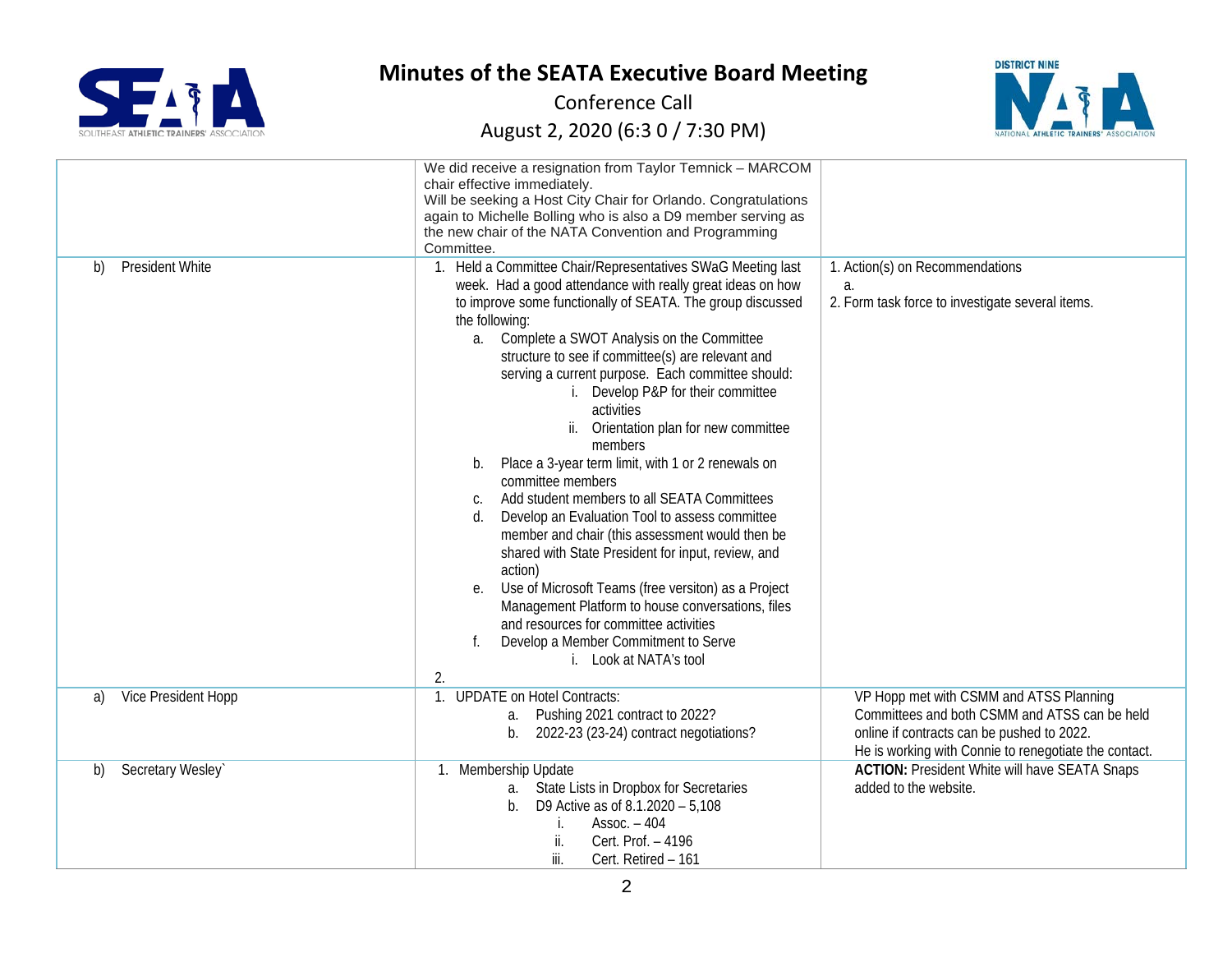# Minutes of the SEATA Executive Board Meeting

Conference Call

August 2, 2020 (6:3 0 / 7:30 PM)

| | | |
|---|---|---|
| | We did receive a resignation from Taylor Temnick – MARCOM chair effective immediately.<br>Will be seeking a Host City Chair for Orlando. Congratulations again to Michelle Bolling who is also a D9 member serving as the new chair of the NATA Convention and Programming Committee. | |
| b) President White | 1. Held a Committee Chair/Representatives SWaG Meeting last week. Had a good attendance with really great ideas on how to improve some functionally of SEATA. The group discussed the following:<br>a. Complete a SWOT Analysis on the Committee structure to see if committee(s) are relevant and serving a current purpose. Each committee should:<br>i. Develop P&P for their committee activities<br>ii. Orientation plan for new committee members<br>b. Place a 3-year term limit, with 1 or 2 renewals on committee members<br>c. Add student members to all SEATA Committees<br>d. Develop an Evaluation Tool to assess committee member and chair (this assessment would then be shared with State President for input, review, and action)<br>e. Use of Microsoft Teams (free versiton) as a Project Management Platform to house conversations, files and resources for committee activities<br>f. Develop a Member Commitment to Serve<br>i. Look at NATA's tool<br>2. | 1. Action(s) on Recommendations<br>a.<br>2. Form task force to investigate several items. |
| a) Vice President Hopp | 1. UPDATE on Hotel Contracts:<br>a. Pushing 2021 contract to 2022?<br>b. 2022-23 (23-24) contract negotiations? | VP Hopp met with CSMM and ATSS Planning Committees and both CSMM and ATSS can be held online if contracts can be pushed to 2022.<br>He is working with Connie to renegotiate the contact. |
| b) Secretary Wesley` | 1. Membership Update<br>a. State Lists in Dropbox for Secretaries<br>b. D9 Active as of 8.1.2020 – 5,108<br>i. Assoc. – 404<br>ii. Cert. Prof. – 4196<br>iii. Cert. Retired – 161 | **ACTION:** President White will have SEATA Snaps added to the website. |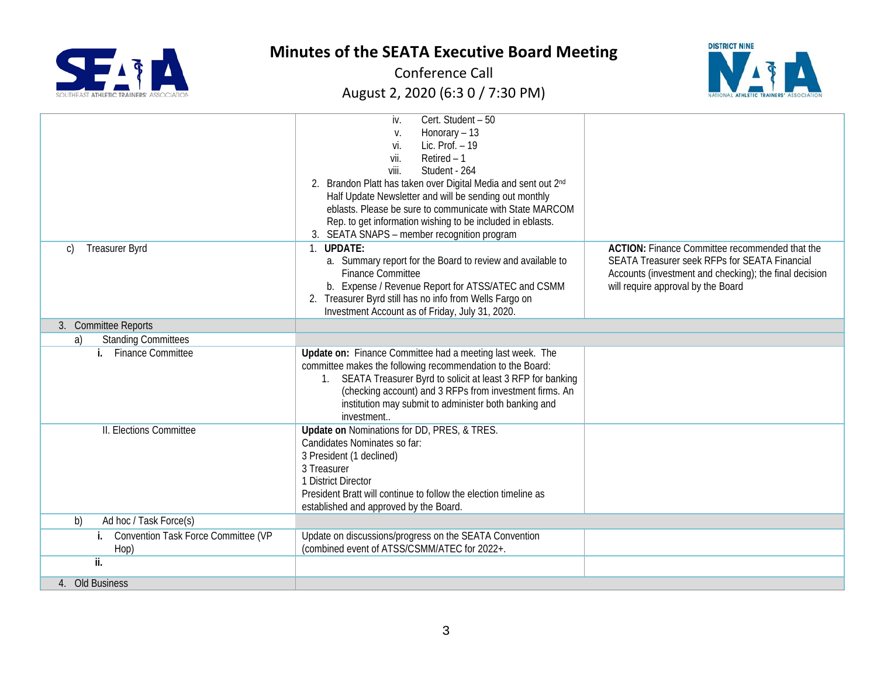# Minutes of the SEATA Executive Board Meeting

Conference Call

August 2, 2020 (6:3 0 / 7:30 PM)

| | | |
|---|---|---|
| | iv. Cert. Student – 50<br>v. Honorary – 13<br>vi. Lic. Prof. – 19<br>vii. Retired – 1<br>viii. Student - 264<br>2. Brandon Platt has taken over Digital Media and sent out 2nd Half Update Newsletter and will be sending out monthly eblasts. Please be sure to communicate with State MARCOM Rep. to get information wishing to be included in eblasts.<br>3. SEATA SNAPS – member recognition program | |
| c) Treasurer Byrd | 1. **UPDATE:**<br>a. Summary report for the Board to review and available to Finance Committee<br>b. Expense / Revenue Report for ATSS/ATEC and CSMM<br>2. Treasurer Byrd still has no info from Wells Fargo on Investment Account as of Friday, July 31, 2020. | **ACTION:** Finance Committee recommended that the SEATA Treasurer seek RFPs for SEATA Financial Accounts (investment and checking); the final decision will require approval by the Board |
| 3. Committee Reports | | |
| a) Standing Committees | | |
| **i.** Finance Committee | **Update on:** Finance Committee had a meeting last week. The committee makes the following recommendation to the Board:<br>1. SEATA Treasurer Byrd to solicit at least 3 RFP for banking (checking account) and 3 RFPs from investment firms. An institution may submit to administer both banking and investment.. | |
| II. Elections Committee | **Update on** Nominations for DD, PRES, & TRES.<br>Candidates Nominates so far:<br>3 President (1 declined)<br>3 Treasurer<br>1 District Director<br>President Bratt will continue to follow the election timeline as established and approved by the Board. | |
| b) Ad hoc / Task Force(s) | | |
| **i.** Convention Task Force Committee (VP Hop) | Update on discussions/progress on the SEATA Convention (combined event of ATSS/CSMM/ATEC for 2022+. | |
| **ii.** | | |
| 4. Old Business | | |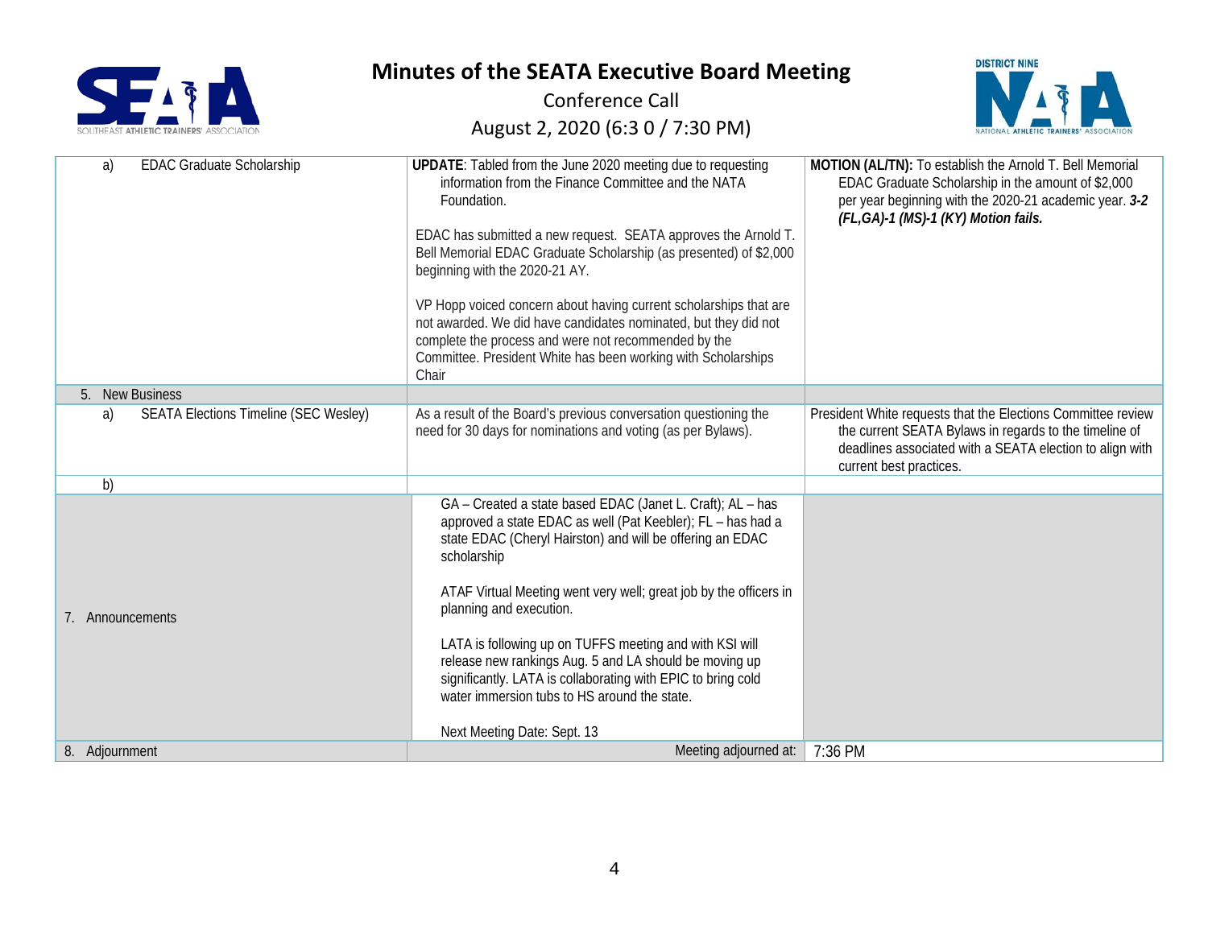# Minutes of the SEATA Executive Board Meeting

Conference Call

August 2, 2020 (6:3 0 / 7:30 PM)

| | | |
|---|---|---|
| a) EDAC Graduate Scholarship | **UPDATE**: Tabled from the June 2020 meeting due to requesting information from the Finance Committee and the NATA Foundation.<br><br>EDAC has submitted a new request. SEATA approves the Arnold T. Bell Memorial EDAC Graduate Scholarship (as presented) of $2,000 beginning with the 2020-21 AY.<br><br>VP Hopp voiced concern about having current scholarships that are not awarded. We did have candidates nominated, but they did not complete the process and were not recommended by the Committee. President White has been working with Scholarships Chair | **MOTION (AL/TN):** To establish the Arnold T. Bell Memorial EDAC Graduate Scholarship in the amount of $2,000 per year beginning with the 2020-21 academic year. ***3-2 (FL,GA)-1 (MS)-1 (KY) Motion fails.*** |
| 5. New Business | | |
| a) SEATA Elections Timeline (SEC Wesley) | As a result of the Board's previous conversation questioning the need for 30 days for nominations and voting (as per Bylaws). | President White requests that the Elections Committee review the current SEATA Bylaws in regards to the timeline of deadlines associated with a SEATA election to align with current best practices. |
| b) | | |
| 7. Announcements | GA – Created a state based EDAC (Janet L. Craft); AL – has approved a state EDAC as well (Pat Keebler); FL – has had a state EDAC (Cheryl Hairston) and will be offering an EDAC scholarship<br><br>ATAF Virtual Meeting went very well; great job by the officers in planning and execution.<br><br>LATA is following up on TUFFS meeting and with KSI will release new rankings Aug. 5 and LA should be moving up significantly. LATA is collaborating with EPIC to bring cold water immersion tubs to HS around the state.<br><br>Next Meeting Date: Sept. 13 | |
| 8. Adjournment | Meeting adjourned at: | 7:36 PM |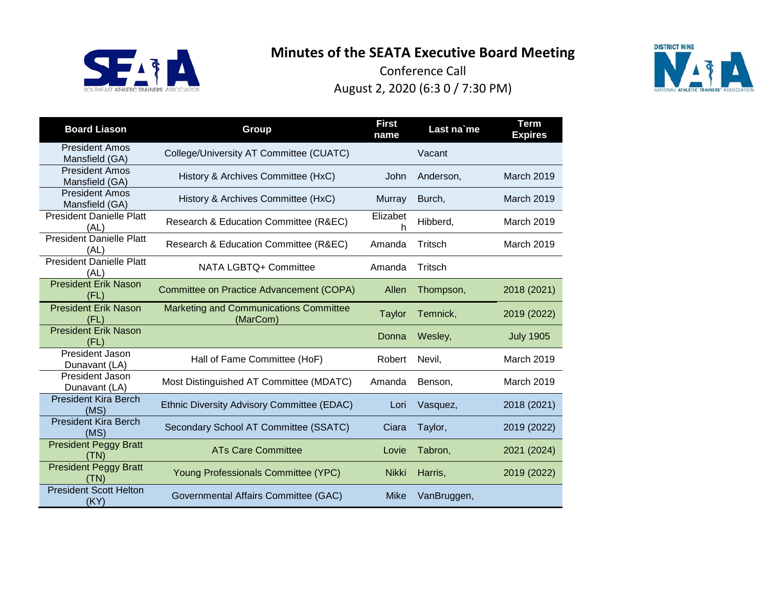# Minutes of the SEATA Executive Board Meeting

Conference Call

August 2, 2020 (6:3 0 / 7:30 PM)

| Board Liason | Group | First name | Last na`me | Term Expires |
|---|---|---|---|---|
| President Amos Mansfield (GA) | College/University AT Committee (CUATC) | | Vacant | |
| President Amos Mansfield (GA) | History & Archives Committee (HxC) | John | Anderson, | March 2019 |
| President Amos Mansfield (GA) | History & Archives Committee (HxC) | Murray | Burch, | March 2019 |
| President Danielle Platt (AL) | Research & Education Committee (R&EC) | Elizabet h | Hibberd, | March 2019 |
| President Danielle Platt (AL) | Research & Education Committee (R&EC) | Amanda | Tritsch | March 2019 |
| President Danielle Platt (AL) | NATA LGBTQ+ Committee | Amanda | Tritsch | |
| President Erik Nason (FL) | Committee on Practice Advancement (COPA) | Allen | Thompson, | 2018 (2021) |
| President Erik Nason (FL) | Marketing and Communications Committee (MarCom) | Taylor | Temnick, | 2019 (2022) |
| President Erik Nason (FL) | | Donna | Wesley, | July 1905 |
| President Jason Dunavant (LA) | Hall of Fame Committee (HoF) | Robert | Nevil, | March 2019 |
| President Jason Dunavant (LA) | Most Distinguished AT Committee (MDATC) | Amanda | Benson, | March 2019 |
| President Kira Berch (MS) | Ethnic Diversity Advisory Committee (EDAC) | Lori | Vasquez, | 2018 (2021) |
| President Kira Berch (MS) | Secondary School AT Committee (SSATC) | Ciara | Taylor, | 2019 (2022) |
| President Peggy Bratt (TN) | ATs Care Committee | Lovie | Tabron, | 2021 (2024) |
| President Peggy Bratt (TN) | Young Professionals Committee (YPC) | Nikki | Harris, | 2019 (2022) |
| President Scott Helton (KY) | Governmental Affairs Committee (GAC) | Mike | VanBruggen, | |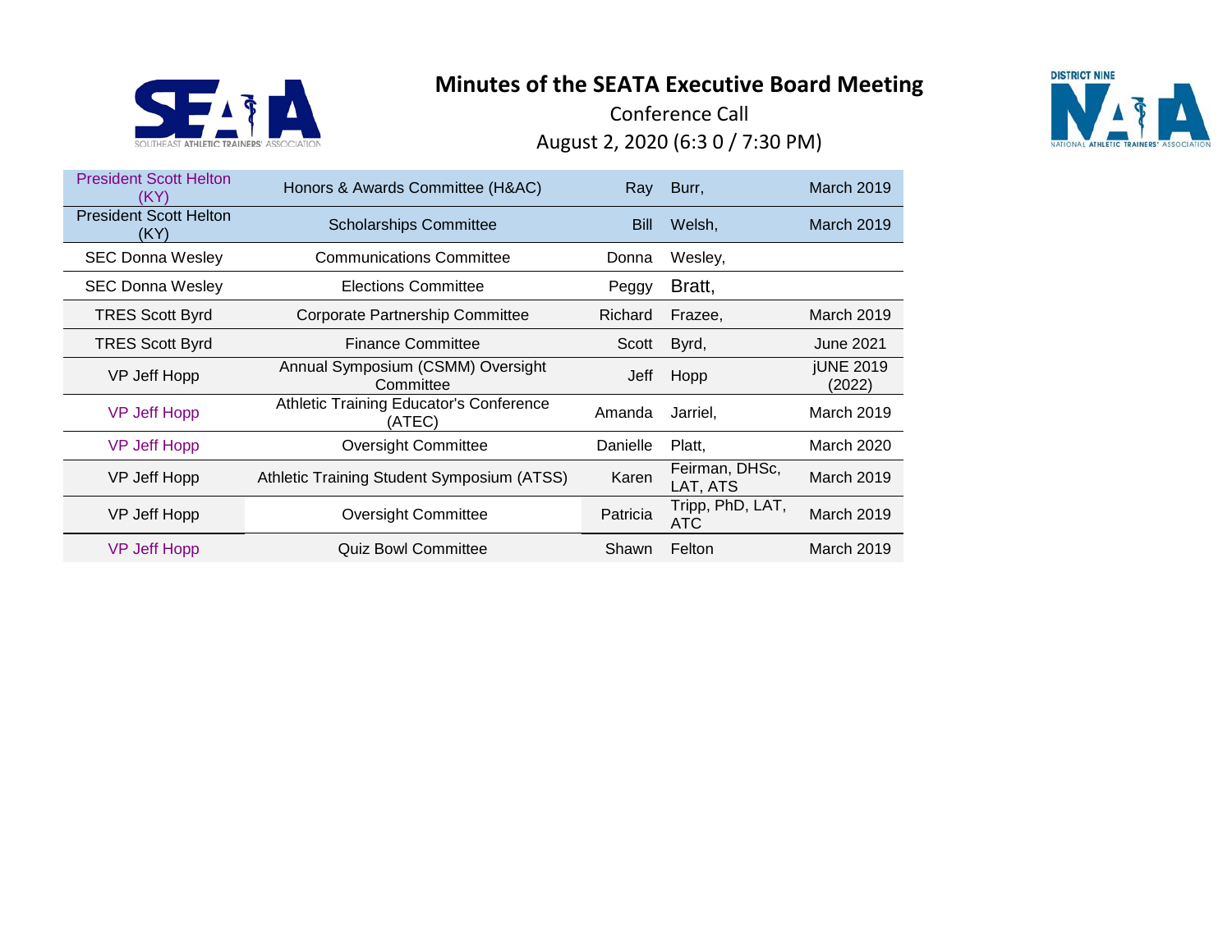# Minutes of the SEATA Executive Board Meeting

Conference Call

August 2, 2020 (6:3 0 / 7:30 PM)

| | | | | |
|---|---|---|---|---|
| President Scott Helton (KY) | Honors & Awards Committee (H&AC) | Ray | Burr, | March 2019 |
| President Scott Helton (KY) | Scholarships Committee | Bill | Welsh, | March 2019 |
| SEC Donna Wesley | Communications Committee | Donna | Wesley, | |
| SEC Donna Wesley | Elections Committee | Peggy | Bratt, | |
| TRES Scott Byrd | Corporate Partnership Committee | Richard | Frazee, | March 2019 |
| TRES Scott Byrd | Finance Committee | Scott | Byrd, | June 2021 |
| VP Jeff Hopp | Annual Symposium (CSMM) Oversight Committee | Jeff | Hopp | jUNE 2019 (2022) |
| VP Jeff Hopp | Athletic Training Educator's Conference (ATEC) | Amanda | Jarriel, | March 2019 |
| VP Jeff Hopp | Oversight Committee | Danielle | Platt, | March 2020 |
| VP Jeff Hopp | Athletic Training Student Symposium (ATSS) | Karen | Feirman, DHSc, LAT, ATS | March 2019 |
| VP Jeff Hopp | Oversight Committee | Patricia | Tripp, PhD, LAT, ATC | March 2019 |
| VP Jeff Hopp | Quiz Bowl Committee | Shawn | Felton | March 2019 |